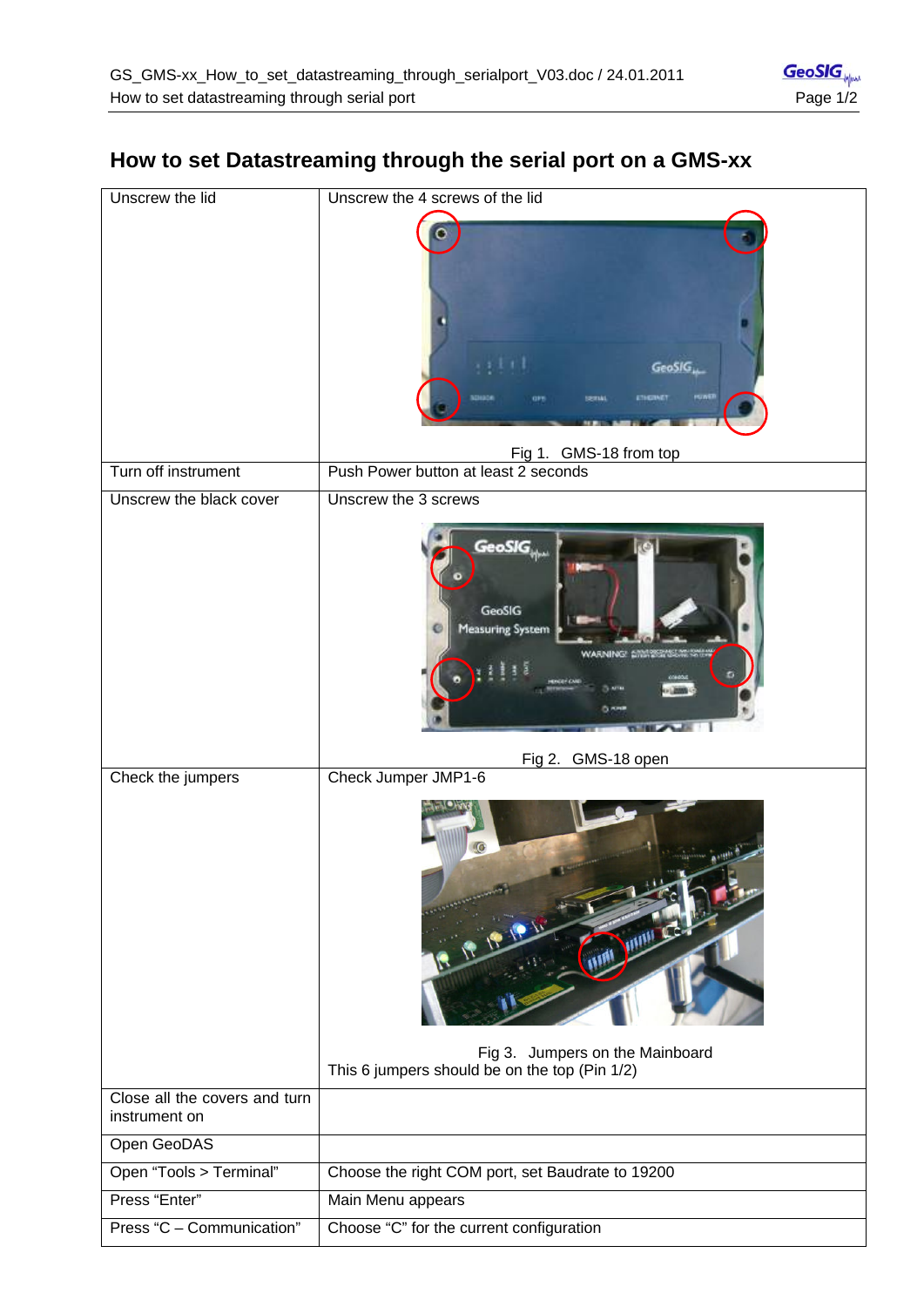# How to set Datastreaming through the serial port on a GMS-xx

| | |
|---|---|
| Unscrew the lid | Unscrew the 4 screws of the lid<br><br>Fig 1. GMS-18 from top |
| Turn off instrument | Push Power button at least 2 seconds |
| Unscrew the black cover | Unscrew the 3 screws<br><br>Fig 2. GMS-18 open |
| Check the jumpers | Check Jumper JMP1-6<br><br>Fig 3. Jumpers on the Mainboard<br>This 6 jumpers should be on the top (Pin 1/2) |
| Close all the covers and turn instrument on | |
| Open GeoDAS | |
| Open "Tools > Terminal" | Choose the right COM port, set Baudrate to 19200 |
| Press "Enter" | Main Menu appears |
| Press "C – Communication" | Choose "C" for the current configuration |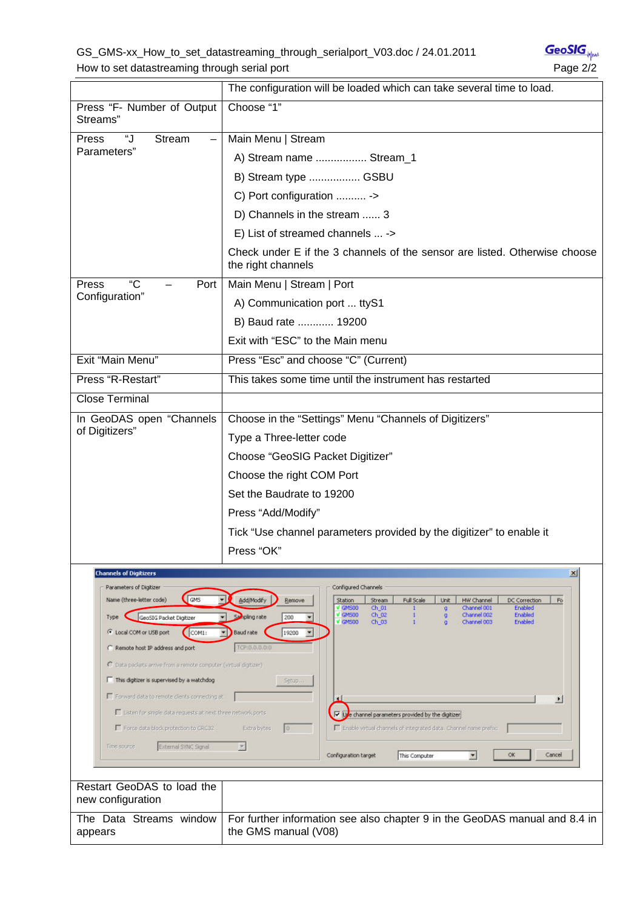| | |
|---|---|
| | The configuration will be loaded which can take several time to load. |
| Press "F- Number of Output Streams" | Choose "1" |
| Press "J Stream – Parameters" | Main Menu \| Stream<br>A) Stream name ................. Stream_1<br>B) Stream type ................. GSBU<br>C) Port configuration .......... -><br>D) Channels in the stream ...... 3<br>E) List of streamed channels ... -><br>Check under E if the 3 channels of the sensor are listed. Otherwise choose the right channels |
| Press "C – Port Configuration" | Main Menu \| Stream \| Port<br>A) Communication port ... ttyS1<br>B) Baud rate ............ 19200<br>Exit with "ESC" to the Main menu |
| Exit "Main Menu" | Press "Esc" and choose "C" (Current) |
| Press "R-Restart" | This takes some time until the instrument has restarted |
| Close Terminal | |
| In GeoDAS open "Channels of Digitizers" | Choose in the "Settings" Menu "Channels of Digitizers"<br>Type a Three-letter code<br>Choose "GeoSIG Packet Digitizer"<br>Choose the right COM Port<br>Set the Baudrate to 19200<br>Press "Add/Modify"<br>Tick "Use channel parameters provided by the digitizer" to enable it<br>Press "OK" |
| Restart GeoDAS to load the new configuration | |
| The Data Streams window appears | For further information see also chapter 9 in the GeoDAS manual and 8.4 in the GMS manual (V08) |